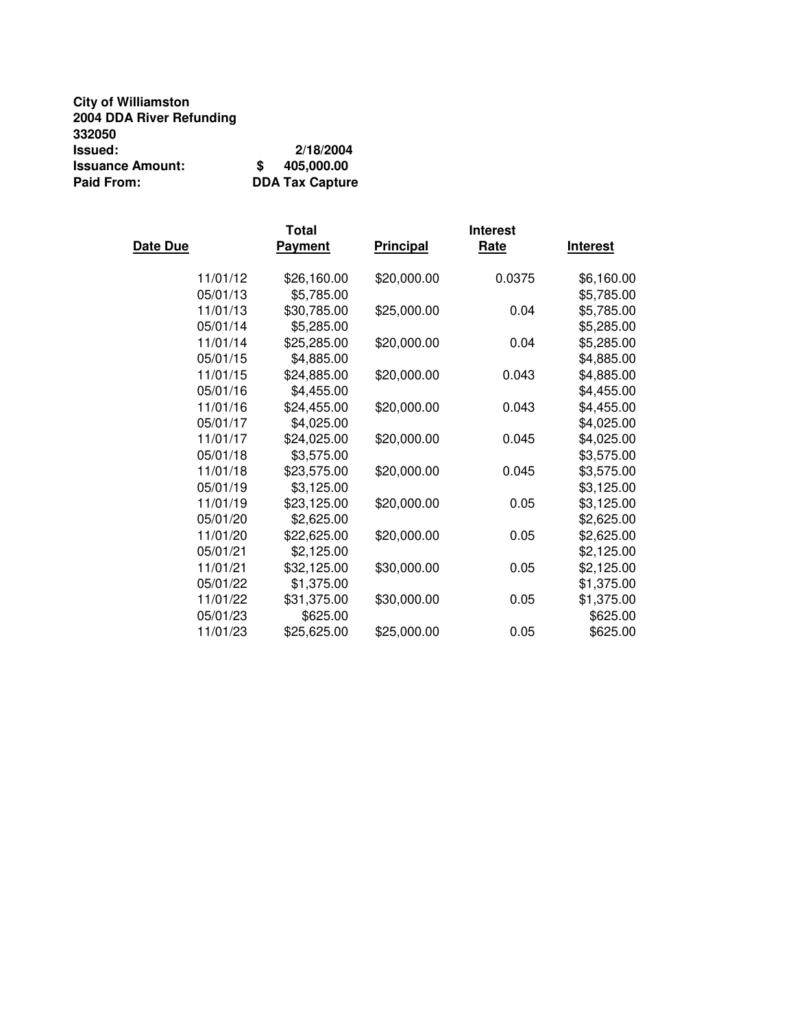**City of Williamston**
**2004 DDA River Refunding**
**332050**
**Issued:** 2/18/2004
**Issuance Amount:** $ 405,000.00
**Paid From:** DDA Tax Capture

| Date Due | Total Payment | Principal | Interest Rate | Interest |
|---|---|---|---|---|
| 11/01/12 | $26,160.00 | $20,000.00 | 0.0375 | $6,160.00 |
| 05/01/13 | $5,785.00 | | | $5,785.00 |
| 11/01/13 | $30,785.00 | $25,000.00 | 0.04 | $5,785.00 |
| 05/01/14 | $5,285.00 | | | $5,285.00 |
| 11/01/14 | $25,285.00 | $20,000.00 | 0.04 | $5,285.00 |
| 05/01/15 | $4,885.00 | | | $4,885.00 |
| 11/01/15 | $24,885.00 | $20,000.00 | 0.043 | $4,885.00 |
| 05/01/16 | $4,455.00 | | | $4,455.00 |
| 11/01/16 | $24,455.00 | $20,000.00 | 0.043 | $4,455.00 |
| 05/01/17 | $4,025.00 | | | $4,025.00 |
| 11/01/17 | $24,025.00 | $20,000.00 | 0.045 | $4,025.00 |
| 05/01/18 | $3,575.00 | | | $3,575.00 |
| 11/01/18 | $23,575.00 | $20,000.00 | 0.045 | $3,575.00 |
| 05/01/19 | $3,125.00 | | | $3,125.00 |
| 11/01/19 | $23,125.00 | $20,000.00 | 0.05 | $3,125.00 |
| 05/01/20 | $2,625.00 | | | $2,625.00 |
| 11/01/20 | $22,625.00 | $20,000.00 | 0.05 | $2,625.00 |
| 05/01/21 | $2,125.00 | | | $2,125.00 |
| 11/01/21 | $32,125.00 | $30,000.00 | 0.05 | $2,125.00 |
| 05/01/22 | $1,375.00 | | | $1,375.00 |
| 11/01/22 | $31,375.00 | $30,000.00 | 0.05 | $1,375.00 |
| 05/01/23 | $625.00 | | | $625.00 |
| 11/01/23 | $25,625.00 | $25,000.00 | 0.05 | $625.00 |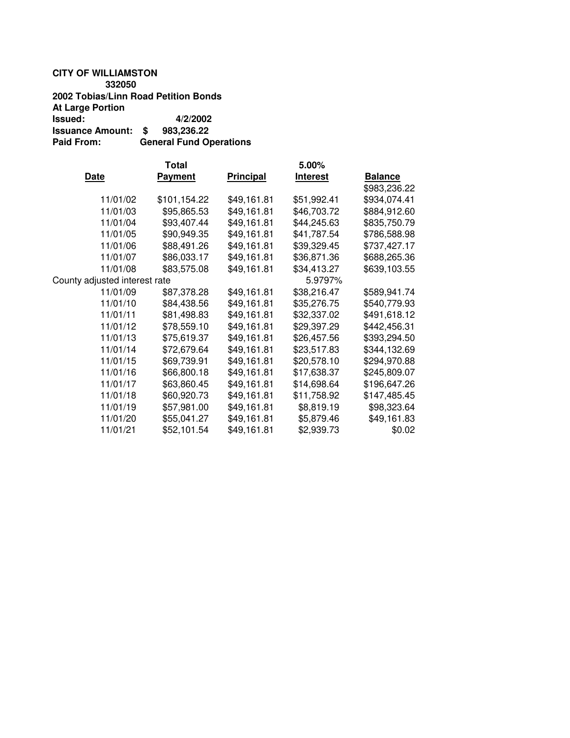**CITY OF WILLIAMSTON**
**332050**
**2002 Tobias/Linn Road Petition Bonds**
**At Large Portion**
**Issued:** 4/2/2002
**Issuance Amount:** $ 983,236.22
**Paid From:** General Fund Operations

| Date | Total Payment | Principal | 5.00% Interest | Balance |
|---|---|---|---|---|
| | | | | $983,236.22 |
| 11/01/02 | $101,154.22 | $49,161.81 | $51,992.41 | $934,074.41 |
| 11/01/03 | $95,865.53 | $49,161.81 | $46,703.72 | $884,912.60 |
| 11/01/04 | $93,407.44 | $49,161.81 | $44,245.63 | $835,750.79 |
| 11/01/05 | $90,949.35 | $49,161.81 | $41,787.54 | $786,588.98 |
| 11/01/06 | $88,491.26 | $49,161.81 | $39,329.45 | $737,427.17 |
| 11/01/07 | $86,033.17 | $49,161.81 | $36,871.36 | $688,265.36 |
| 11/01/08 | $83,575.08 | $49,161.81 | $34,413.27 | $639,103.55 |
| County adjusted interest rate | | | 5.9797% | |
| 11/01/09 | $87,378.28 | $49,161.81 | $38,216.47 | $589,941.74 |
| 11/01/10 | $84,438.56 | $49,161.81 | $35,276.75 | $540,779.93 |
| 11/01/11 | $81,498.83 | $49,161.81 | $32,337.02 | $491,618.12 |
| 11/01/12 | $78,559.10 | $49,161.81 | $29,397.29 | $442,456.31 |
| 11/01/13 | $75,619.37 | $49,161.81 | $26,457.56 | $393,294.50 |
| 11/01/14 | $72,679.64 | $49,161.81 | $23,517.83 | $344,132.69 |
| 11/01/15 | $69,739.91 | $49,161.81 | $20,578.10 | $294,970.88 |
| 11/01/16 | $66,800.18 | $49,161.81 | $17,638.37 | $245,809.07 |
| 11/01/17 | $63,860.45 | $49,161.81 | $14,698.64 | $196,647.26 |
| 11/01/18 | $60,920.73 | $49,161.81 | $11,758.92 | $147,485.45 |
| 11/01/19 | $57,981.00 | $49,161.81 | $8,819.19 | $98,323.64 |
| 11/01/20 | $55,041.27 | $49,161.81 | $5,879.46 | $49,161.83 |
| 11/01/21 | $52,101.54 | $49,161.81 | $2,939.73 | $0.02 |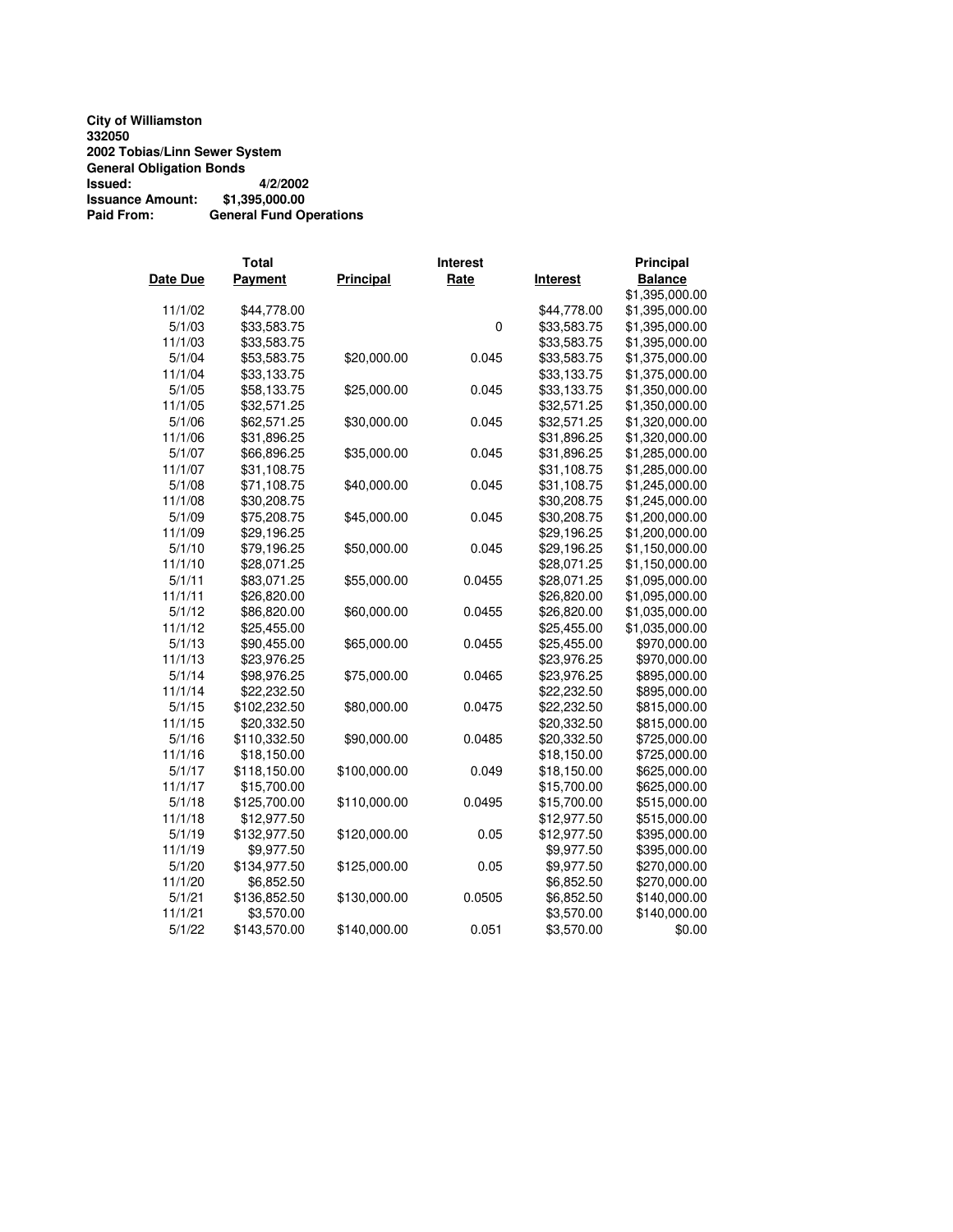**City of Williamston**
**332050**
**2002 Tobias/Linn Sewer System**
**General Obligation Bonds**
**Issued:** 4/2/2002
**Issuance Amount:** $1,395,000.00
**Paid From:** General Fund Operations

| Date Due | Total Payment | Principal | Interest Rate | Interest | Principal Balance |
|---|---|---|---|---|---|
| | | | | | $1,395,000.00 |
| 11/1/02 | $44,778.00 | | | $44,778.00 | $1,395,000.00 |
| 5/1/03 | $33,583.75 | | 0 | $33,583.75 | $1,395,000.00 |
| 11/1/03 | $33,583.75 | | | $33,583.75 | $1,395,000.00 |
| 5/1/04 | $53,583.75 | $20,000.00 | 0.045 | $33,583.75 | $1,375,000.00 |
| 11/1/04 | $33,133.75 | | | $33,133.75 | $1,375,000.00 |
| 5/1/05 | $58,133.75 | $25,000.00 | 0.045 | $33,133.75 | $1,350,000.00 |
| 11/1/05 | $32,571.25 | | | $32,571.25 | $1,350,000.00 |
| 5/1/06 | $62,571.25 | $30,000.00 | 0.045 | $32,571.25 | $1,320,000.00 |
| 11/1/06 | $31,896.25 | | | $31,896.25 | $1,320,000.00 |
| 5/1/07 | $66,896.25 | $35,000.00 | 0.045 | $31,896.25 | $1,285,000.00 |
| 11/1/07 | $31,108.75 | | | $31,108.75 | $1,285,000.00 |
| 5/1/08 | $71,108.75 | $40,000.00 | 0.045 | $31,108.75 | $1,245,000.00 |
| 11/1/08 | $30,208.75 | | | $30,208.75 | $1,245,000.00 |
| 5/1/09 | $75,208.75 | $45,000.00 | 0.045 | $30,208.75 | $1,200,000.00 |
| 11/1/09 | $29,196.25 | | | $29,196.25 | $1,200,000.00 |
| 5/1/10 | $79,196.25 | $50,000.00 | 0.045 | $29,196.25 | $1,150,000.00 |
| 11/1/10 | $28,071.25 | | | $28,071.25 | $1,150,000.00 |
| 5/1/11 | $83,071.25 | $55,000.00 | 0.0455 | $28,071.25 | $1,095,000.00 |
| 11/1/11 | $26,820.00 | | | $26,820.00 | $1,095,000.00 |
| 5/1/12 | $86,820.00 | $60,000.00 | 0.0455 | $26,820.00 | $1,035,000.00 |
| 11/1/12 | $25,455.00 | | | $25,455.00 | $1,035,000.00 |
| 5/1/13 | $90,455.00 | $65,000.00 | 0.0455 | $25,455.00 | $970,000.00 |
| 11/1/13 | $23,976.25 | | | $23,976.25 | $970,000.00 |
| 5/1/14 | $98,976.25 | $75,000.00 | 0.0465 | $23,976.25 | $895,000.00 |
| 11/1/14 | $22,232.50 | | | $22,232.50 | $895,000.00 |
| 5/1/15 | $102,232.50 | $80,000.00 | 0.0475 | $22,232.50 | $815,000.00 |
| 11/1/15 | $20,332.50 | | | $20,332.50 | $815,000.00 |
| 5/1/16 | $110,332.50 | $90,000.00 | 0.0485 | $20,332.50 | $725,000.00 |
| 11/1/16 | $18,150.00 | | | $18,150.00 | $725,000.00 |
| 5/1/17 | $118,150.00 | $100,000.00 | 0.049 | $18,150.00 | $625,000.00 |
| 11/1/17 | $15,700.00 | | | $15,700.00 | $625,000.00 |
| 5/1/18 | $125,700.00 | $110,000.00 | 0.0495 | $15,700.00 | $515,000.00 |
| 11/1/18 | $12,977.50 | | | $12,977.50 | $515,000.00 |
| 5/1/19 | $132,977.50 | $120,000.00 | 0.05 | $12,977.50 | $395,000.00 |
| 11/1/19 | $9,977.50 | | | $9,977.50 | $395,000.00 |
| 5/1/20 | $134,977.50 | $125,000.00 | 0.05 | $9,977.50 | $270,000.00 |
| 11/1/20 | $6,852.50 | | | $6,852.50 | $270,000.00 |
| 5/1/21 | $136,852.50 | $130,000.00 | 0.0505 | $6,852.50 | $140,000.00 |
| 11/1/21 | $3,570.00 | | | $3,570.00 | $140,000.00 |
| 5/1/22 | $143,570.00 | $140,000.00 | 0.051 | $3,570.00 | $0.00 |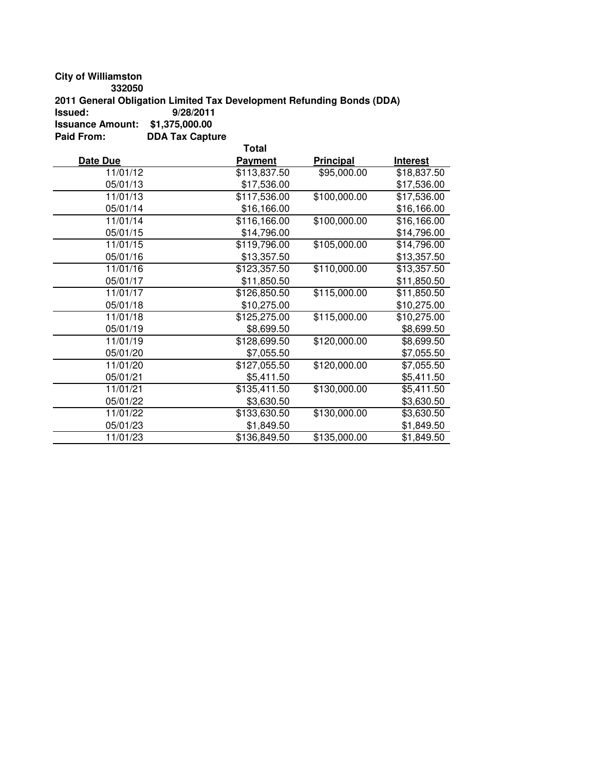**City of Williamston**
**332050**
**2011 General Obligation Limited Tax Development Refunding Bonds (DDA)**
**Issued:** 9/28/2011
**Issuance Amount:** $1,375,000.00
**Paid From:** DDA Tax Capture

| Date Due | Total Payment | Principal | Interest |
|---|---|---|---|
| 11/01/12 | $113,837.50 | $95,000.00 | $18,837.50 |
| 05/01/13 | $17,536.00 | | $17,536.00 |
| 11/01/13 | $117,536.00 | $100,000.00 | $17,536.00 |
| 05/01/14 | $16,166.00 | | $16,166.00 |
| 11/01/14 | $116,166.00 | $100,000.00 | $16,166.00 |
| 05/01/15 | $14,796.00 | | $14,796.00 |
| 11/01/15 | $119,796.00 | $105,000.00 | $14,796.00 |
| 05/01/16 | $13,357.50 | | $13,357.50 |
| 11/01/16 | $123,357.50 | $110,000.00 | $13,357.50 |
| 05/01/17 | $11,850.50 | | $11,850.50 |
| 11/01/17 | $126,850.50 | $115,000.00 | $11,850.50 |
| 05/01/18 | $10,275.00 | | $10,275.00 |
| 11/01/18 | $125,275.00 | $115,000.00 | $10,275.00 |
| 05/01/19 | $8,699.50 | | $8,699.50 |
| 11/01/19 | $128,699.50 | $120,000.00 | $8,699.50 |
| 05/01/20 | $7,055.50 | | $7,055.50 |
| 11/01/20 | $127,055.50 | $120,000.00 | $7,055.50 |
| 05/01/21 | $5,411.50 | | $5,411.50 |
| 11/01/21 | $135,411.50 | $130,000.00 | $5,411.50 |
| 05/01/22 | $3,630.50 | | $3,630.50 |
| 11/01/22 | $133,630.50 | $130,000.00 | $3,630.50 |
| 05/01/23 | $1,849.50 | | $1,849.50 |
| 11/01/23 | $136,849.50 | $135,000.00 | $1,849.50 |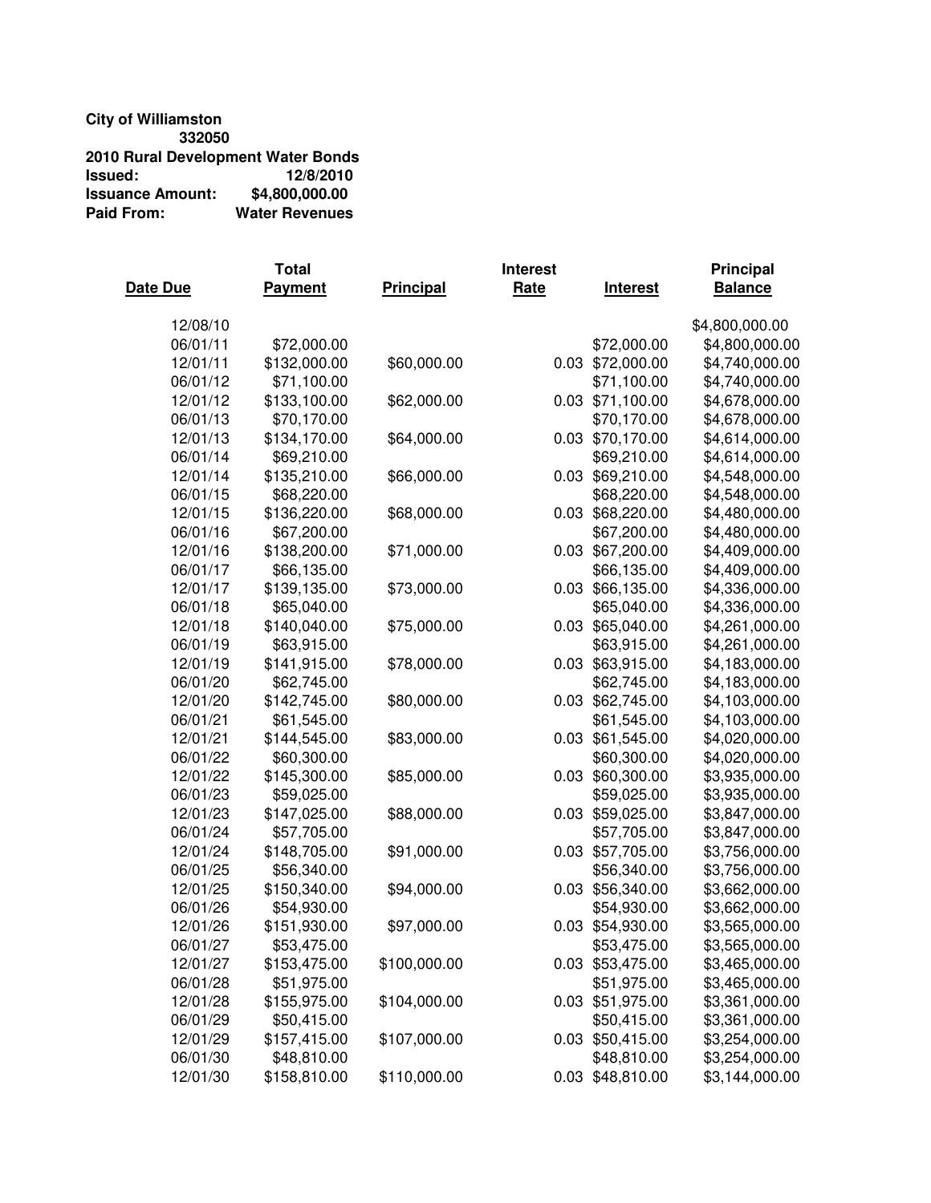**City of Williamston**
**332050**
**2010 Rural Development Water Bonds**
**Issued:** 12/8/2010
**Issuance Amount:** $4,800,000.00
**Paid From:** Water Revenues

| Date Due | Total Payment | Principal | Interest Rate | Interest | Principal Balance |
|---|---|---|---|---|---|
| 12/08/10 | | | | | $4,800,000.00 |
| 06/01/11 | $72,000.00 | | | $72,000.00 | $4,800,000.00 |
| 12/01/11 | $132,000.00 | $60,000.00 | 0.03 | $72,000.00 | $4,740,000.00 |
| 06/01/12 | $71,100.00 | | | $71,100.00 | $4,740,000.00 |
| 12/01/12 | $133,100.00 | $62,000.00 | 0.03 | $71,100.00 | $4,678,000.00 |
| 06/01/13 | $70,170.00 | | | $70,170.00 | $4,678,000.00 |
| 12/01/13 | $134,170.00 | $64,000.00 | 0.03 | $70,170.00 | $4,614,000.00 |
| 06/01/14 | $69,210.00 | | | $69,210.00 | $4,614,000.00 |
| 12/01/14 | $135,210.00 | $66,000.00 | 0.03 | $69,210.00 | $4,548,000.00 |
| 06/01/15 | $68,220.00 | | | $68,220.00 | $4,548,000.00 |
| 12/01/15 | $136,220.00 | $68,000.00 | 0.03 | $68,220.00 | $4,480,000.00 |
| 06/01/16 | $67,200.00 | | | $67,200.00 | $4,480,000.00 |
| 12/01/16 | $138,200.00 | $71,000.00 | 0.03 | $67,200.00 | $4,409,000.00 |
| 06/01/17 | $66,135.00 | | | $66,135.00 | $4,409,000.00 |
| 12/01/17 | $139,135.00 | $73,000.00 | 0.03 | $66,135.00 | $4,336,000.00 |
| 06/01/18 | $65,040.00 | | | $65,040.00 | $4,336,000.00 |
| 12/01/18 | $140,040.00 | $75,000.00 | 0.03 | $65,040.00 | $4,261,000.00 |
| 06/01/19 | $63,915.00 | | | $63,915.00 | $4,261,000.00 |
| 12/01/19 | $141,915.00 | $78,000.00 | 0.03 | $63,915.00 | $4,183,000.00 |
| 06/01/20 | $62,745.00 | | | $62,745.00 | $4,183,000.00 |
| 12/01/20 | $142,745.00 | $80,000.00 | 0.03 | $62,745.00 | $4,103,000.00 |
| 06/01/21 | $61,545.00 | | | $61,545.00 | $4,103,000.00 |
| 12/01/21 | $144,545.00 | $83,000.00 | 0.03 | $61,545.00 | $4,020,000.00 |
| 06/01/22 | $60,300.00 | | | $60,300.00 | $4,020,000.00 |
| 12/01/22 | $145,300.00 | $85,000.00 | 0.03 | $60,300.00 | $3,935,000.00 |
| 06/01/23 | $59,025.00 | | | $59,025.00 | $3,935,000.00 |
| 12/01/23 | $147,025.00 | $88,000.00 | 0.03 | $59,025.00 | $3,847,000.00 |
| 06/01/24 | $57,705.00 | | | $57,705.00 | $3,847,000.00 |
| 12/01/24 | $148,705.00 | $91,000.00 | 0.03 | $57,705.00 | $3,756,000.00 |
| 06/01/25 | $56,340.00 | | | $56,340.00 | $3,756,000.00 |
| 12/01/25 | $150,340.00 | $94,000.00 | 0.03 | $56,340.00 | $3,662,000.00 |
| 06/01/26 | $54,930.00 | | | $54,930.00 | $3,662,000.00 |
| 12/01/26 | $151,930.00 | $97,000.00 | 0.03 | $54,930.00 | $3,565,000.00 |
| 06/01/27 | $53,475.00 | | | $53,475.00 | $3,565,000.00 |
| 12/01/27 | $153,475.00 | $100,000.00 | 0.03 | $53,475.00 | $3,465,000.00 |
| 06/01/28 | $51,975.00 | | | $51,975.00 | $3,465,000.00 |
| 12/01/28 | $155,975.00 | $104,000.00 | 0.03 | $51,975.00 | $3,361,000.00 |
| 06/01/29 | $50,415.00 | | | $50,415.00 | $3,361,000.00 |
| 12/01/29 | $157,415.00 | $107,000.00 | 0.03 | $50,415.00 | $3,254,000.00 |
| 06/01/30 | $48,810.00 | | | $48,810.00 | $3,254,000.00 |
| 12/01/30 | $158,810.00 | $110,000.00 | 0.03 | $48,810.00 | $3,144,000.00 |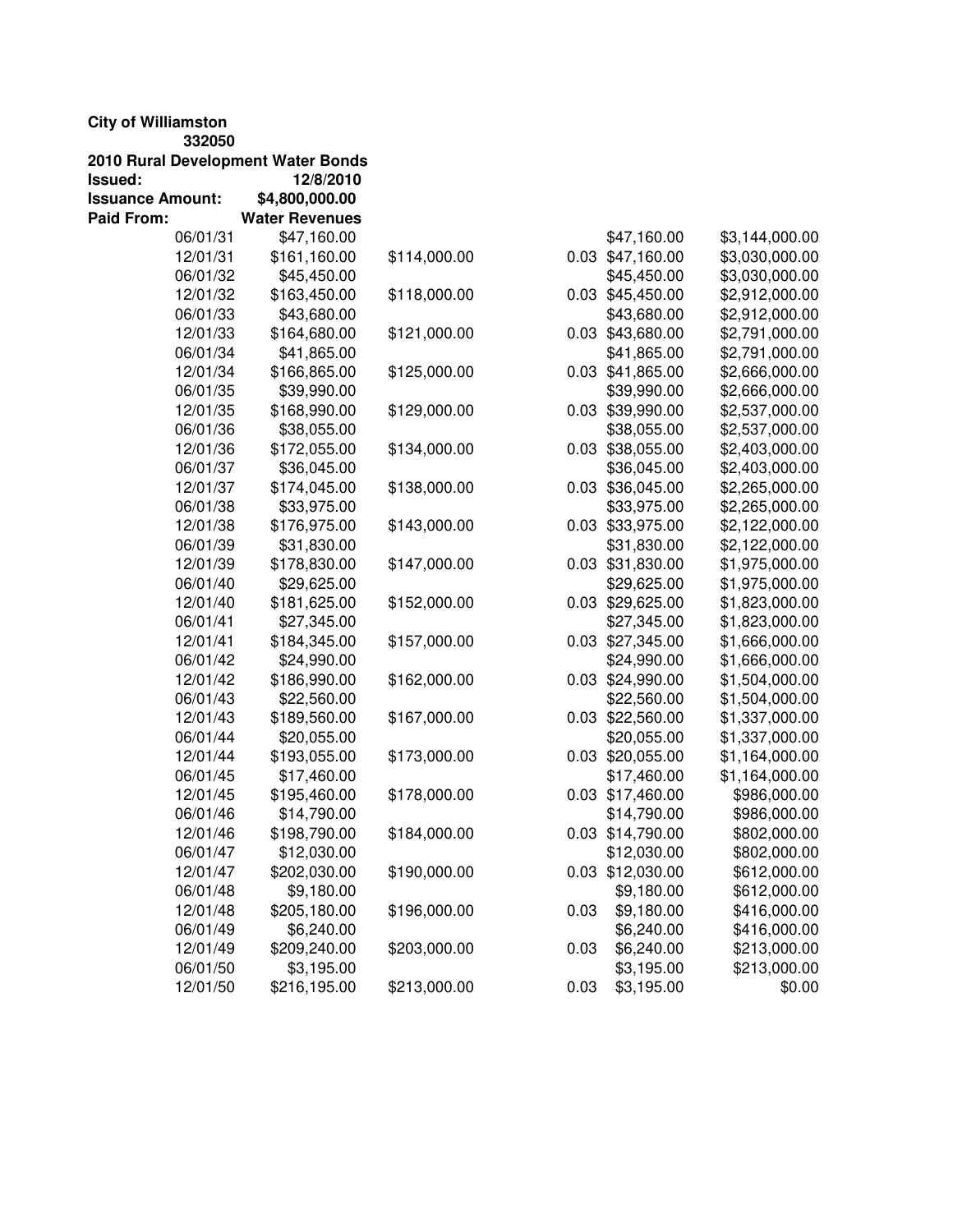**City of Williamston**
**332050**
**2010 Rural Development Water Bonds**
**Issued:** **12/8/2010**
**Issuance Amount:** **$4,800,000.00**
**Paid From:** **Water Revenues**

| Date | Total Payment | Principal | Rate | Interest | Balance |
|---|---|---|---|---|---|
| 06/01/31 | $47,160.00 | | | $47,160.00 | $3,144,000.00 |
| 12/01/31 | $161,160.00 | $114,000.00 | 0.03 | $47,160.00 | $3,030,000.00 |
| 06/01/32 | $45,450.00 | | | $45,450.00 | $3,030,000.00 |
| 12/01/32 | $163,450.00 | $118,000.00 | 0.03 | $45,450.00 | $2,912,000.00 |
| 06/01/33 | $43,680.00 | | | $43,680.00 | $2,912,000.00 |
| 12/01/33 | $164,680.00 | $121,000.00 | 0.03 | $43,680.00 | $2,791,000.00 |
| 06/01/34 | $41,865.00 | | | $41,865.00 | $2,791,000.00 |
| 12/01/34 | $166,865.00 | $125,000.00 | 0.03 | $41,865.00 | $2,666,000.00 |
| 06/01/35 | $39,990.00 | | | $39,990.00 | $2,666,000.00 |
| 12/01/35 | $168,990.00 | $129,000.00 | 0.03 | $39,990.00 | $2,537,000.00 |
| 06/01/36 | $38,055.00 | | | $38,055.00 | $2,537,000.00 |
| 12/01/36 | $172,055.00 | $134,000.00 | 0.03 | $38,055.00 | $2,403,000.00 |
| 06/01/37 | $36,045.00 | | | $36,045.00 | $2,403,000.00 |
| 12/01/37 | $174,045.00 | $138,000.00 | 0.03 | $36,045.00 | $2,265,000.00 |
| 06/01/38 | $33,975.00 | | | $33,975.00 | $2,265,000.00 |
| 12/01/38 | $176,975.00 | $143,000.00 | 0.03 | $33,975.00 | $2,122,000.00 |
| 06/01/39 | $31,830.00 | | | $31,830.00 | $2,122,000.00 |
| 12/01/39 | $178,830.00 | $147,000.00 | 0.03 | $31,830.00 | $1,975,000.00 |
| 06/01/40 | $29,625.00 | | | $29,625.00 | $1,975,000.00 |
| 12/01/40 | $181,625.00 | $152,000.00 | 0.03 | $29,625.00 | $1,823,000.00 |
| 06/01/41 | $27,345.00 | | | $27,345.00 | $1,823,000.00 |
| 12/01/41 | $184,345.00 | $157,000.00 | 0.03 | $27,345.00 | $1,666,000.00 |
| 06/01/42 | $24,990.00 | | | $24,990.00 | $1,666,000.00 |
| 12/01/42 | $186,990.00 | $162,000.00 | 0.03 | $24,990.00 | $1,504,000.00 |
| 06/01/43 | $22,560.00 | | | $22,560.00 | $1,504,000.00 |
| 12/01/43 | $189,560.00 | $167,000.00 | 0.03 | $22,560.00 | $1,337,000.00 |
| 06/01/44 | $20,055.00 | | | $20,055.00 | $1,337,000.00 |
| 12/01/44 | $193,055.00 | $173,000.00 | 0.03 | $20,055.00 | $1,164,000.00 |
| 06/01/45 | $17,460.00 | | | $17,460.00 | $1,164,000.00 |
| 12/01/45 | $195,460.00 | $178,000.00 | 0.03 | $17,460.00 | $986,000.00 |
| 06/01/46 | $14,790.00 | | | $14,790.00 | $986,000.00 |
| 12/01/46 | $198,790.00 | $184,000.00 | 0.03 | $14,790.00 | $802,000.00 |
| 06/01/47 | $12,030.00 | | | $12,030.00 | $802,000.00 |
| 12/01/47 | $202,030.00 | $190,000.00 | 0.03 | $12,030.00 | $612,000.00 |
| 06/01/48 | $9,180.00 | | | $9,180.00 | $612,000.00 |
| 12/01/48 | $205,180.00 | $196,000.00 | 0.03 | $9,180.00 | $416,000.00 |
| 06/01/49 | $6,240.00 | | | $6,240.00 | $416,000.00 |
| 12/01/49 | $209,240.00 | $203,000.00 | 0.03 | $6,240.00 | $213,000.00 |
| 06/01/50 | $3,195.00 | | | $3,195.00 | $213,000.00 |
| 12/01/50 | $216,195.00 | $213,000.00 | 0.03 | $3,195.00 | $0.00 |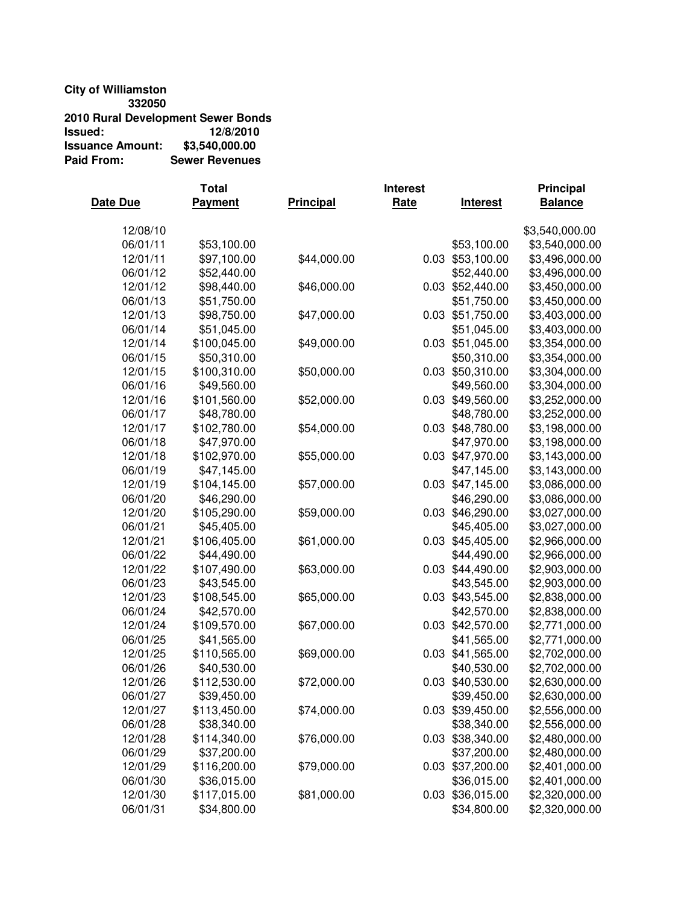**City of Williamston**
**332050**
**2010 Rural Development Sewer Bonds**
**Issued:** 12/8/2010
**Issuance Amount:** $3,540,000.00
**Paid From:** Sewer Revenues

| Date Due | Total Payment | Principal | Interest Rate | Interest | Principal Balance |
|---|---|---|---|---|---|
| 12/08/10 | | | | | $3,540,000.00 |
| 06/01/11 | $53,100.00 | | | $53,100.00 | $3,540,000.00 |
| 12/01/11 | $97,100.00 | $44,000.00 | 0.03 | $53,100.00 | $3,496,000.00 |
| 06/01/12 | $52,440.00 | | | $52,440.00 | $3,496,000.00 |
| 12/01/12 | $98,440.00 | $46,000.00 | 0.03 | $52,440.00 | $3,450,000.00 |
| 06/01/13 | $51,750.00 | | | $51,750.00 | $3,450,000.00 |
| 12/01/13 | $98,750.00 | $47,000.00 | 0.03 | $51,750.00 | $3,403,000.00 |
| 06/01/14 | $51,045.00 | | | $51,045.00 | $3,403,000.00 |
| 12/01/14 | $100,045.00 | $49,000.00 | 0.03 | $51,045.00 | $3,354,000.00 |
| 06/01/15 | $50,310.00 | | | $50,310.00 | $3,354,000.00 |
| 12/01/15 | $100,310.00 | $50,000.00 | 0.03 | $50,310.00 | $3,304,000.00 |
| 06/01/16 | $49,560.00 | | | $49,560.00 | $3,304,000.00 |
| 12/01/16 | $101,560.00 | $52,000.00 | 0.03 | $49,560.00 | $3,252,000.00 |
| 06/01/17 | $48,780.00 | | | $48,780.00 | $3,252,000.00 |
| 12/01/17 | $102,780.00 | $54,000.00 | 0.03 | $48,780.00 | $3,198,000.00 |
| 06/01/18 | $47,970.00 | | | $47,970.00 | $3,198,000.00 |
| 12/01/18 | $102,970.00 | $55,000.00 | 0.03 | $47,970.00 | $3,143,000.00 |
| 06/01/19 | $47,145.00 | | | $47,145.00 | $3,143,000.00 |
| 12/01/19 | $104,145.00 | $57,000.00 | 0.03 | $47,145.00 | $3,086,000.00 |
| 06/01/20 | $46,290.00 | | | $46,290.00 | $3,086,000.00 |
| 12/01/20 | $105,290.00 | $59,000.00 | 0.03 | $46,290.00 | $3,027,000.00 |
| 06/01/21 | $45,405.00 | | | $45,405.00 | $3,027,000.00 |
| 12/01/21 | $106,405.00 | $61,000.00 | 0.03 | $45,405.00 | $2,966,000.00 |
| 06/01/22 | $44,490.00 | | | $44,490.00 | $2,966,000.00 |
| 12/01/22 | $107,490.00 | $63,000.00 | 0.03 | $44,490.00 | $2,903,000.00 |
| 06/01/23 | $43,545.00 | | | $43,545.00 | $2,903,000.00 |
| 12/01/23 | $108,545.00 | $65,000.00 | 0.03 | $43,545.00 | $2,838,000.00 |
| 06/01/24 | $42,570.00 | | | $42,570.00 | $2,838,000.00 |
| 12/01/24 | $109,570.00 | $67,000.00 | 0.03 | $42,570.00 | $2,771,000.00 |
| 06/01/25 | $41,565.00 | | | $41,565.00 | $2,771,000.00 |
| 12/01/25 | $110,565.00 | $69,000.00 | 0.03 | $41,565.00 | $2,702,000.00 |
| 06/01/26 | $40,530.00 | | | $40,530.00 | $2,702,000.00 |
| 12/01/26 | $112,530.00 | $72,000.00 | 0.03 | $40,530.00 | $2,630,000.00 |
| 06/01/27 | $39,450.00 | | | $39,450.00 | $2,630,000.00 |
| 12/01/27 | $113,450.00 | $74,000.00 | 0.03 | $39,450.00 | $2,556,000.00 |
| 06/01/28 | $38,340.00 | | | $38,340.00 | $2,556,000.00 |
| 12/01/28 | $114,340.00 | $76,000.00 | 0.03 | $38,340.00 | $2,480,000.00 |
| 06/01/29 | $37,200.00 | | | $37,200.00 | $2,480,000.00 |
| 12/01/29 | $116,200.00 | $79,000.00 | 0.03 | $37,200.00 | $2,401,000.00 |
| 06/01/30 | $36,015.00 | | | $36,015.00 | $2,401,000.00 |
| 12/01/30 | $117,015.00 | $81,000.00 | 0.03 | $36,015.00 | $2,320,000.00 |
| 06/01/31 | $34,800.00 | | | $34,800.00 | $2,320,000.00 |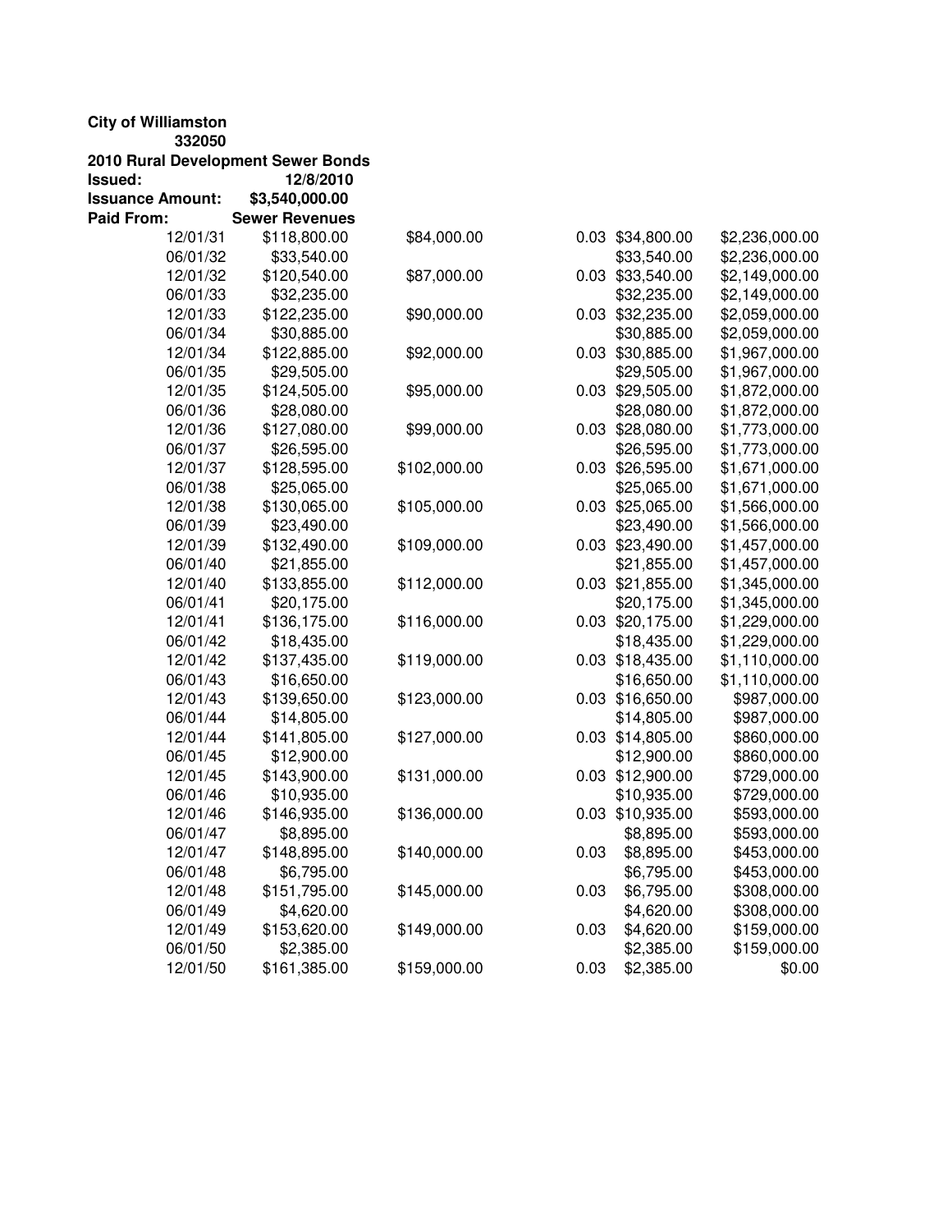**City of Williamston**
**332050**
**2010 Rural Development Sewer Bonds**
**Issued:** 12/8/2010
**Issuance Amount:** $3,540,000.00
**Paid From:** Sewer Revenues

| | | | | | |
|---|---|---|---|---|---|
| 12/01/31 | $118,800.00 | $84,000.00 | 0.03 | $34,800.00 | $2,236,000.00 |
| 06/01/32 | $33,540.00 | | | $33,540.00 | $2,236,000.00 |
| 12/01/32 | $120,540.00 | $87,000.00 | 0.03 | $33,540.00 | $2,149,000.00 |
| 06/01/33 | $32,235.00 | | | $32,235.00 | $2,149,000.00 |
| 12/01/33 | $122,235.00 | $90,000.00 | 0.03 | $32,235.00 | $2,059,000.00 |
| 06/01/34 | $30,885.00 | | | $30,885.00 | $2,059,000.00 |
| 12/01/34 | $122,885.00 | $92,000.00 | 0.03 | $30,885.00 | $1,967,000.00 |
| 06/01/35 | $29,505.00 | | | $29,505.00 | $1,967,000.00 |
| 12/01/35 | $124,505.00 | $95,000.00 | 0.03 | $29,505.00 | $1,872,000.00 |
| 06/01/36 | $28,080.00 | | | $28,080.00 | $1,872,000.00 |
| 12/01/36 | $127,080.00 | $99,000.00 | 0.03 | $28,080.00 | $1,773,000.00 |
| 06/01/37 | $26,595.00 | | | $26,595.00 | $1,773,000.00 |
| 12/01/37 | $128,595.00 | $102,000.00 | 0.03 | $26,595.00 | $1,671,000.00 |
| 06/01/38 | $25,065.00 | | | $25,065.00 | $1,671,000.00 |
| 12/01/38 | $130,065.00 | $105,000.00 | 0.03 | $25,065.00 | $1,566,000.00 |
| 06/01/39 | $23,490.00 | | | $23,490.00 | $1,566,000.00 |
| 12/01/39 | $132,490.00 | $109,000.00 | 0.03 | $23,490.00 | $1,457,000.00 |
| 06/01/40 | $21,855.00 | | | $21,855.00 | $1,457,000.00 |
| 12/01/40 | $133,855.00 | $112,000.00 | 0.03 | $21,855.00 | $1,345,000.00 |
| 06/01/41 | $20,175.00 | | | $20,175.00 | $1,345,000.00 |
| 12/01/41 | $136,175.00 | $116,000.00 | 0.03 | $20,175.00 | $1,229,000.00 |
| 06/01/42 | $18,435.00 | | | $18,435.00 | $1,229,000.00 |
| 12/01/42 | $137,435.00 | $119,000.00 | 0.03 | $18,435.00 | $1,110,000.00 |
| 06/01/43 | $16,650.00 | | | $16,650.00 | $1,110,000.00 |
| 12/01/43 | $139,650.00 | $123,000.00 | 0.03 | $16,650.00 | $987,000.00 |
| 06/01/44 | $14,805.00 | | | $14,805.00 | $987,000.00 |
| 12/01/44 | $141,805.00 | $127,000.00 | 0.03 | $14,805.00 | $860,000.00 |
| 06/01/45 | $12,900.00 | | | $12,900.00 | $860,000.00 |
| 12/01/45 | $143,900.00 | $131,000.00 | 0.03 | $12,900.00 | $729,000.00 |
| 06/01/46 | $10,935.00 | | | $10,935.00 | $729,000.00 |
| 12/01/46 | $146,935.00 | $136,000.00 | 0.03 | $10,935.00 | $593,000.00 |
| 06/01/47 | $8,895.00 | | | $8,895.00 | $593,000.00 |
| 12/01/47 | $148,895.00 | $140,000.00 | 0.03 | $8,895.00 | $453,000.00 |
| 06/01/48 | $6,795.00 | | | $6,795.00 | $453,000.00 |
| 12/01/48 | $151,795.00 | $145,000.00 | 0.03 | $6,795.00 | $308,000.00 |
| 06/01/49 | $4,620.00 | | | $4,620.00 | $308,000.00 |
| 12/01/49 | $153,620.00 | $149,000.00 | 0.03 | $4,620.00 | $159,000.00 |
| 06/01/50 | $2,385.00 | | | $2,385.00 | $159,000.00 |
| 12/01/50 | $161,385.00 | $159,000.00 | 0.03 | $2,385.00 | $0.00 |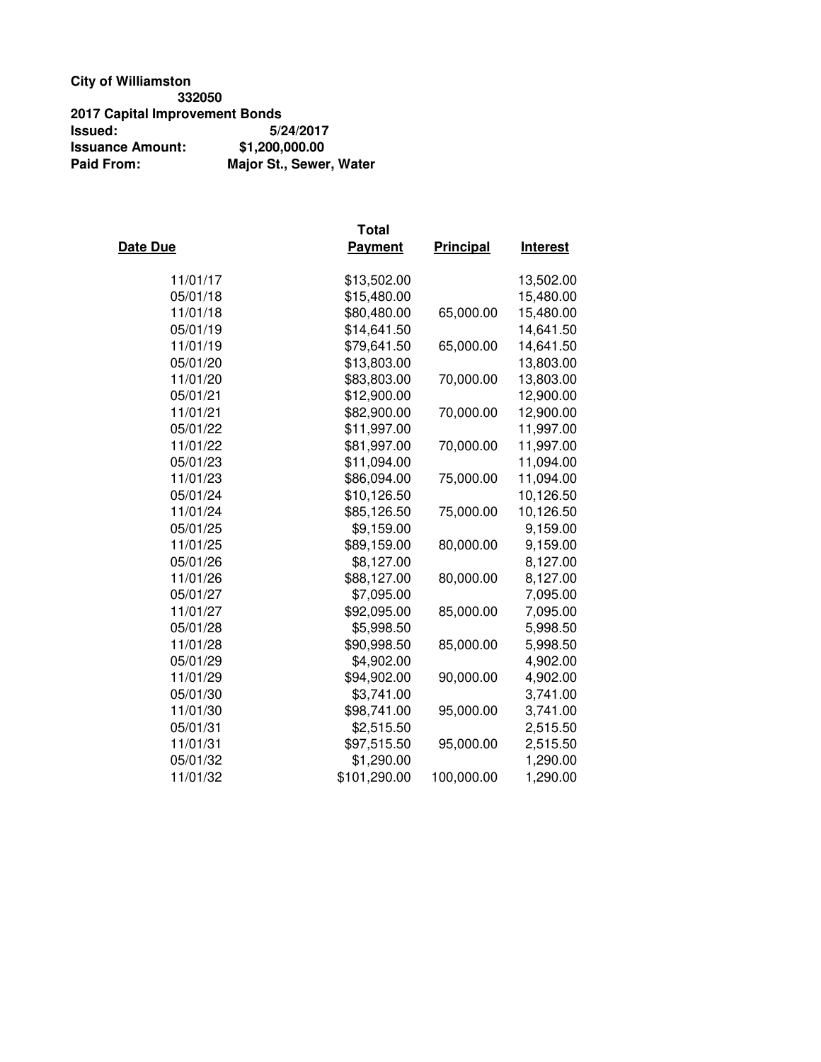**City of Williamston**
**332050**
**2017 Capital Improvement Bonds**
**Issued:** **5/24/2017**
**Issuance Amount:** **$1,200,000.00**
**Paid From:** **Major St., Sewer, Water**

| Date Due | Total Payment | Principal | Interest |
|---|---|---|---|
| 11/01/17 | $13,502.00 | | 13,502.00 |
| 05/01/18 | $15,480.00 | | 15,480.00 |
| 11/01/18 | $80,480.00 | 65,000.00 | 15,480.00 |
| 05/01/19 | $14,641.50 | | 14,641.50 |
| 11/01/19 | $79,641.50 | 65,000.00 | 14,641.50 |
| 05/01/20 | $13,803.00 | | 13,803.00 |
| 11/01/20 | $83,803.00 | 70,000.00 | 13,803.00 |
| 05/01/21 | $12,900.00 | | 12,900.00 |
| 11/01/21 | $82,900.00 | 70,000.00 | 12,900.00 |
| 05/01/22 | $11,997.00 | | 11,997.00 |
| 11/01/22 | $81,997.00 | 70,000.00 | 11,997.00 |
| 05/01/23 | $11,094.00 | | 11,094.00 |
| 11/01/23 | $86,094.00 | 75,000.00 | 11,094.00 |
| 05/01/24 | $10,126.50 | | 10,126.50 |
| 11/01/24 | $85,126.50 | 75,000.00 | 10,126.50 |
| 05/01/25 | $9,159.00 | | 9,159.00 |
| 11/01/25 | $89,159.00 | 80,000.00 | 9,159.00 |
| 05/01/26 | $8,127.00 | | 8,127.00 |
| 11/01/26 | $88,127.00 | 80,000.00 | 8,127.00 |
| 05/01/27 | $7,095.00 | | 7,095.00 |
| 11/01/27 | $92,095.00 | 85,000.00 | 7,095.00 |
| 05/01/28 | $5,998.50 | | 5,998.50 |
| 11/01/28 | $90,998.50 | 85,000.00 | 5,998.50 |
| 05/01/29 | $4,902.00 | | 4,902.00 |
| 11/01/29 | $94,902.00 | 90,000.00 | 4,902.00 |
| 05/01/30 | $3,741.00 | | 3,741.00 |
| 11/01/30 | $98,741.00 | 95,000.00 | 3,741.00 |
| 05/01/31 | $2,515.50 | | 2,515.50 |
| 11/01/31 | $97,515.50 | 95,000.00 | 2,515.50 |
| 05/01/32 | $1,290.00 | | 1,290.00 |
| 11/01/32 | $101,290.00 | 100,000.00 | 1,290.00 |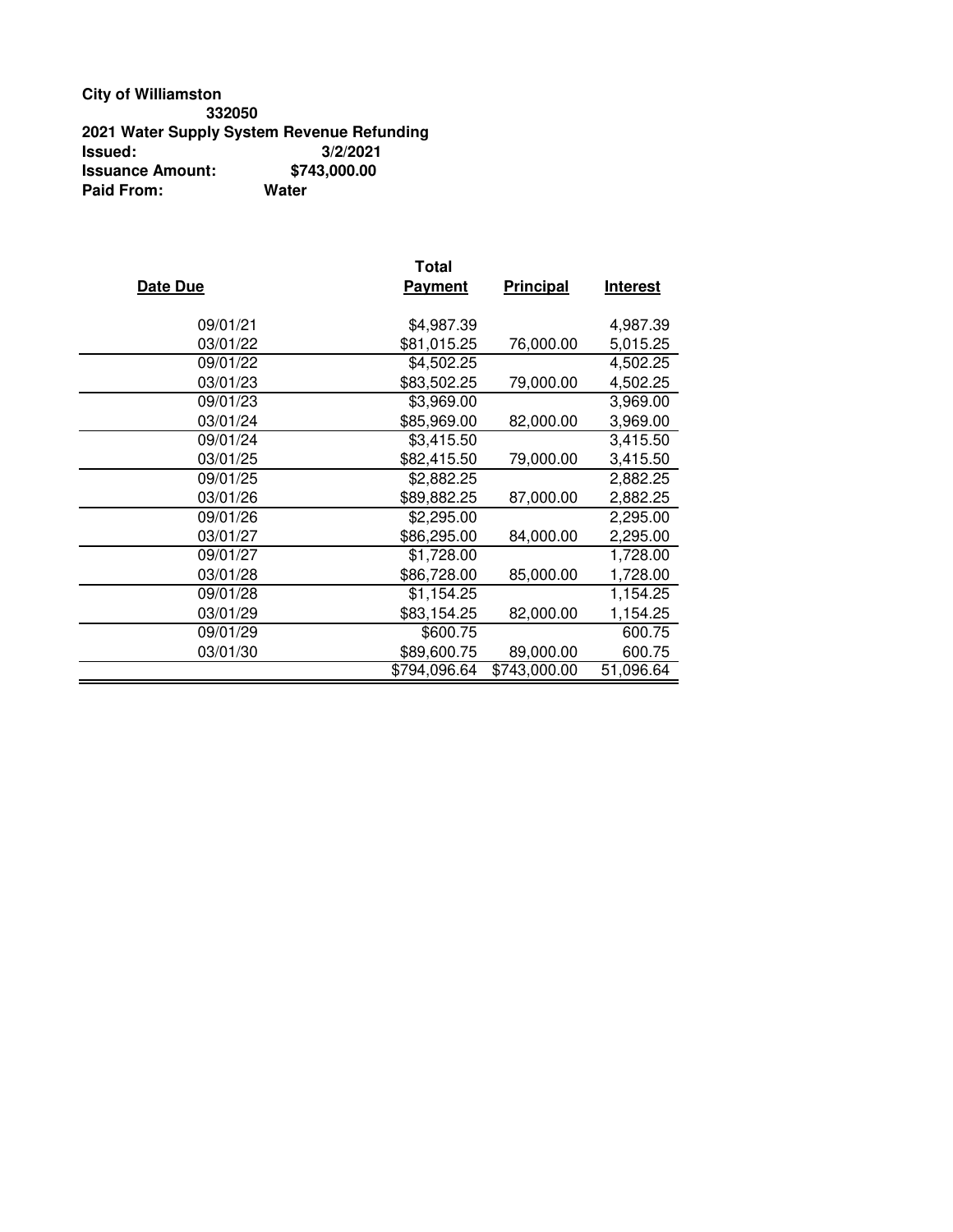**City of Williamston**
**332050**
**2021 Water Supply System Revenue Refunding**
**Issued:** 3/2/2021
**Issuance Amount:** $743,000.00
**Paid From:** Water

| Date Due | Total Payment | Principal | Interest |
|---|---|---|---|
| 09/01/21 | $4,987.39 | | 4,987.39 |
| 03/01/22 | $81,015.25 | 76,000.00 | 5,015.25 |
| 09/01/22 | $4,502.25 | | 4,502.25 |
| 03/01/23 | $83,502.25 | 79,000.00 | 4,502.25 |
| 09/01/23 | $3,969.00 | | 3,969.00 |
| 03/01/24 | $85,969.00 | 82,000.00 | 3,969.00 |
| 09/01/24 | $3,415.50 | | 3,415.50 |
| 03/01/25 | $82,415.50 | 79,000.00 | 3,415.50 |
| 09/01/25 | $2,882.25 | | 2,882.25 |
| 03/01/26 | $89,882.25 | 87,000.00 | 2,882.25 |
| 09/01/26 | $2,295.00 | | 2,295.00 |
| 03/01/27 | $86,295.00 | 84,000.00 | 2,295.00 |
| 09/01/27 | $1,728.00 | | 1,728.00 |
| 03/01/28 | $86,728.00 | 85,000.00 | 1,728.00 |
| 09/01/28 | $1,154.25 | | 1,154.25 |
| 03/01/29 | $83,154.25 | 82,000.00 | 1,154.25 |
| 09/01/29 | $600.75 | | 600.75 |
| 03/01/30 | $89,600.75 | 89,000.00 | 600.75 |
| | $794,096.64 | $743,000.00 | 51,096.64 |